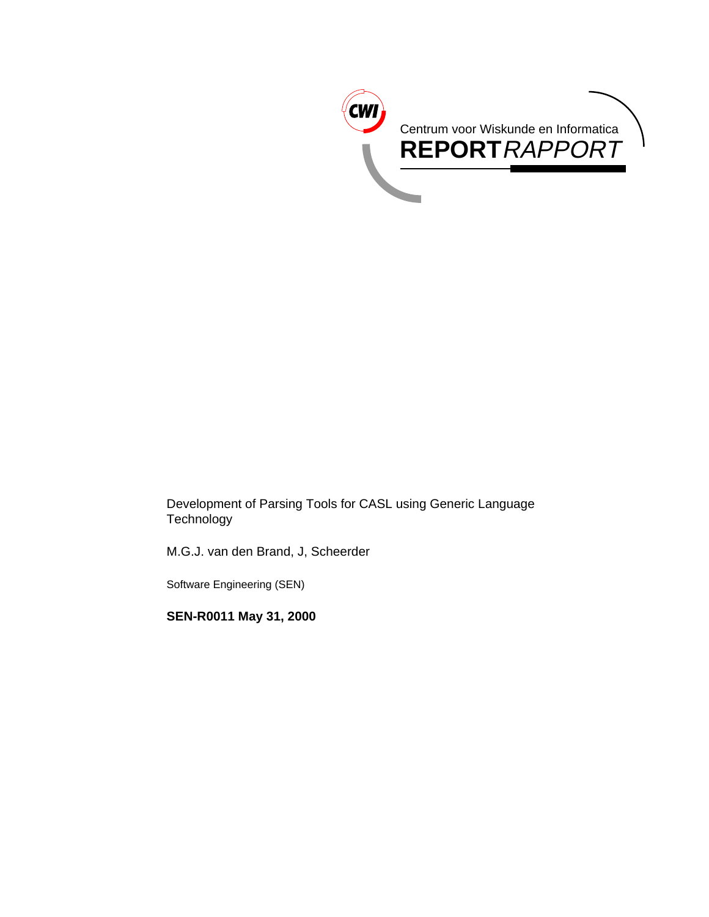Centrum voor Wiskunde en Informatica

**REPORT** *RAPPORT*

# Development of Parsing Tools for CASL using Generic Language Technology

M.G.J. van den Brand, J, Scheerder

Software Engineering (SEN)

**SEN-R0011 May 31, 2000**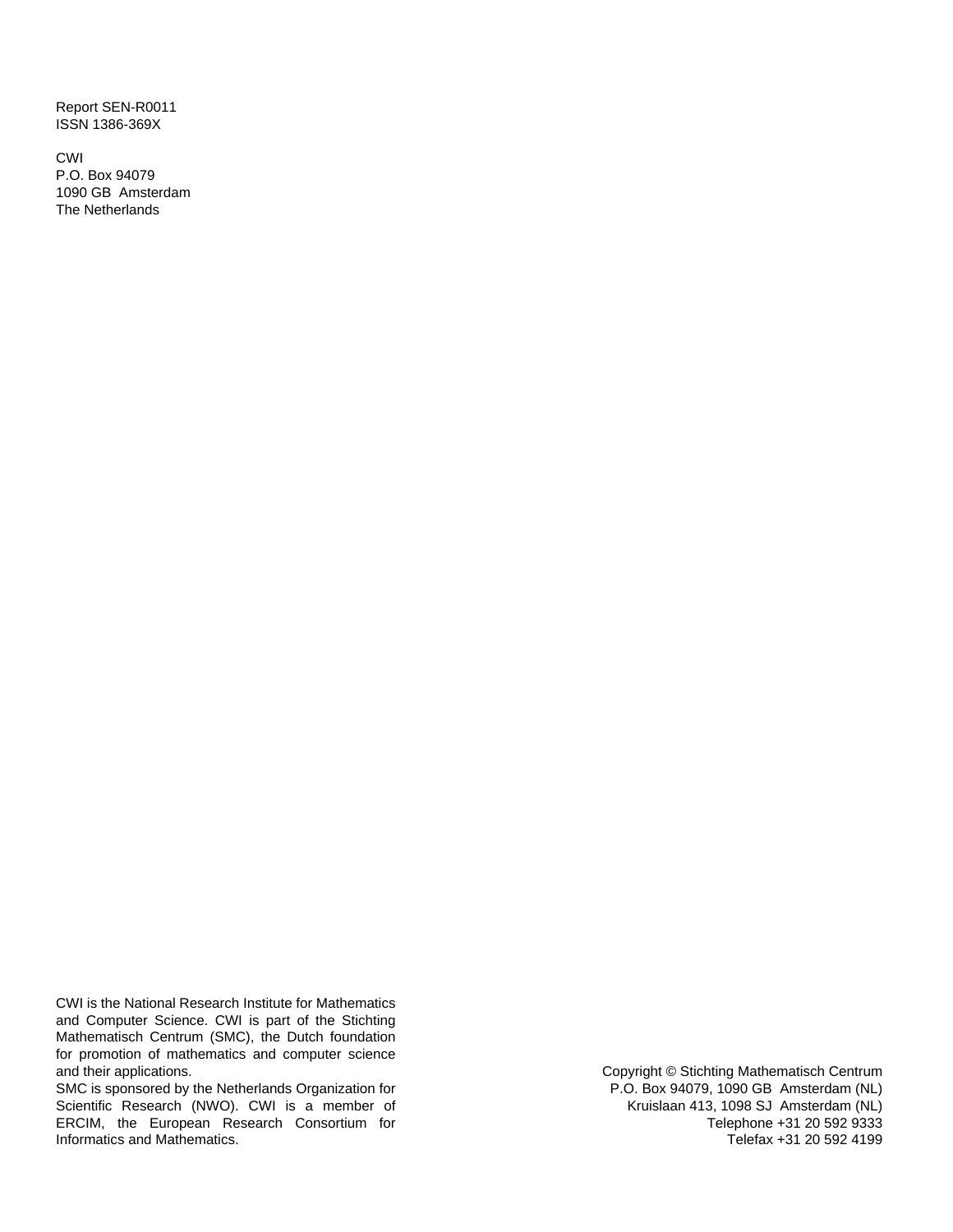Report SEN-R0011
ISSN 1386-369X

CWI
P.O. Box 94079
1090 GB Amsterdam
The Netherlands

CWI is the National Research Institute for Mathematics and Computer Science. CWI is part of the Stichting Mathematisch Centrum (SMC), the Dutch foundation for promotion of mathematics and computer science and their applications.
SMC is sponsored by the Netherlands Organization for Scientific Research (NWO). CWI is a member of ERCIM, the European Research Consortium for Informatics and Mathematics.

Copyright © Stichting Mathematisch Centrum
P.O. Box 94079, 1090 GB Amsterdam (NL)
Kruislaan 413, 1098 SJ Amsterdam (NL)
Telephone +31 20 592 9333
Telefax +31 20 592 4199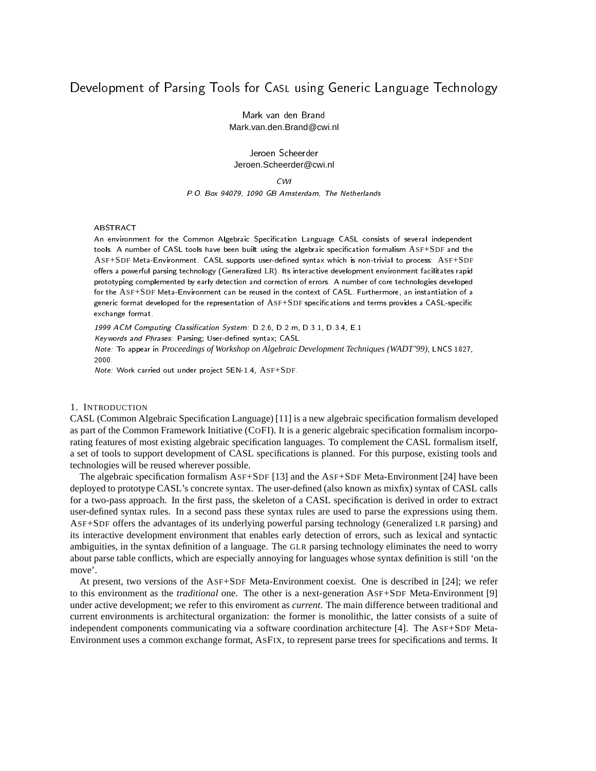# Development of Parsing Tools for CASL using Generic Language Technology

Mark van den Brand
Mark.van.den.Brand@cwi.nl

Jeroen Scheerder
Jeroen.Scheerder@cwi.nl

*CWI*
*P.O. Box 94079, 1090 GB Amsterdam, The Netherlands*

## ABSTRACT

An environment for the Common Algebraic Specification Language CASL consists of several independent tools. A number of CASL tools have been built using the algebraic specification formalism ASF+SDF and the ASF+SDF Meta-Environment. CASL supports user-defined syntax which is non-trivial to process: ASF+SDF offers a powerful parsing technology (Generalized LR). Its interactive development environment facilitates rapid prototyping complemented by early detection and correction of errors. A number of core technologies developed for the ASF+SDF Meta-Environment can be reused in the context of CASL. Furthermore, an instantiation of a generic format developed for the representation of ASF+SDF specifications and terms provides a CASL-specific exchange format.

*1999 ACM Computing Classification System:* D.2.6, D.2.m, D.3.1, D.3.4, E.1
*Keywords and Phrases:* Parsing; User-defined syntax; CASL
*Note:* To appear in *Proceedings of Workshop on Algebraic Development Techniques (WADT'99)*, LNCS 1827, 2000.
*Note:* Work carried out under project SEN-1.4, ASF+SDF.

## 1. Introduction

CASL (Common Algebraic Specification Language) [11] is a new algebraic specification formalism developed as part of the Common Framework Initiative (CoFI). It is a generic algebraic specification formalism incorporating features of most existing algebraic specification languages. To complement the CASL formalism itself, a set of tools to support development of CASL specifications is planned. For this purpose, existing tools and technologies will be reused wherever possible.

The algebraic specification formalism ASF+SDF [13] and the ASF+SDF Meta-Environment [24] have been deployed to prototype CASL's concrete syntax. The user-defined (also known as mixfix) syntax of CASL calls for a two-pass approach. In the first pass, the skeleton of a CASL specification is derived in order to extract user-defined syntax rules. In a second pass these syntax rules are used to parse the expressions using them. ASF+SDF offers the advantages of its underlying powerful parsing technology (Generalized LR parsing) and its interactive development environment that enables early detection of errors, such as lexical and syntactic ambiguities, in the syntax definition of a language. The GLR parsing technology eliminates the need to worry about parse table conflicts, which are especially annoying for languages whose syntax definition is still 'on the move'.

At present, two versions of the ASF+SDF Meta-Environment coexist. One is described in [24]; we refer to this environment as the *traditional* one. The other is a next-generation ASF+SDF Meta-Environment [9] under active development; we refer to this enviroment as *current*. The main difference between traditional and current environments is architectural organization: the former is monolithic, the latter consists of a suite of independent components communicating via a software coordination architecture [4]. The ASF+SDF Meta-Environment uses a common exchange format, AsFix, to represent parse trees for specifications and terms. It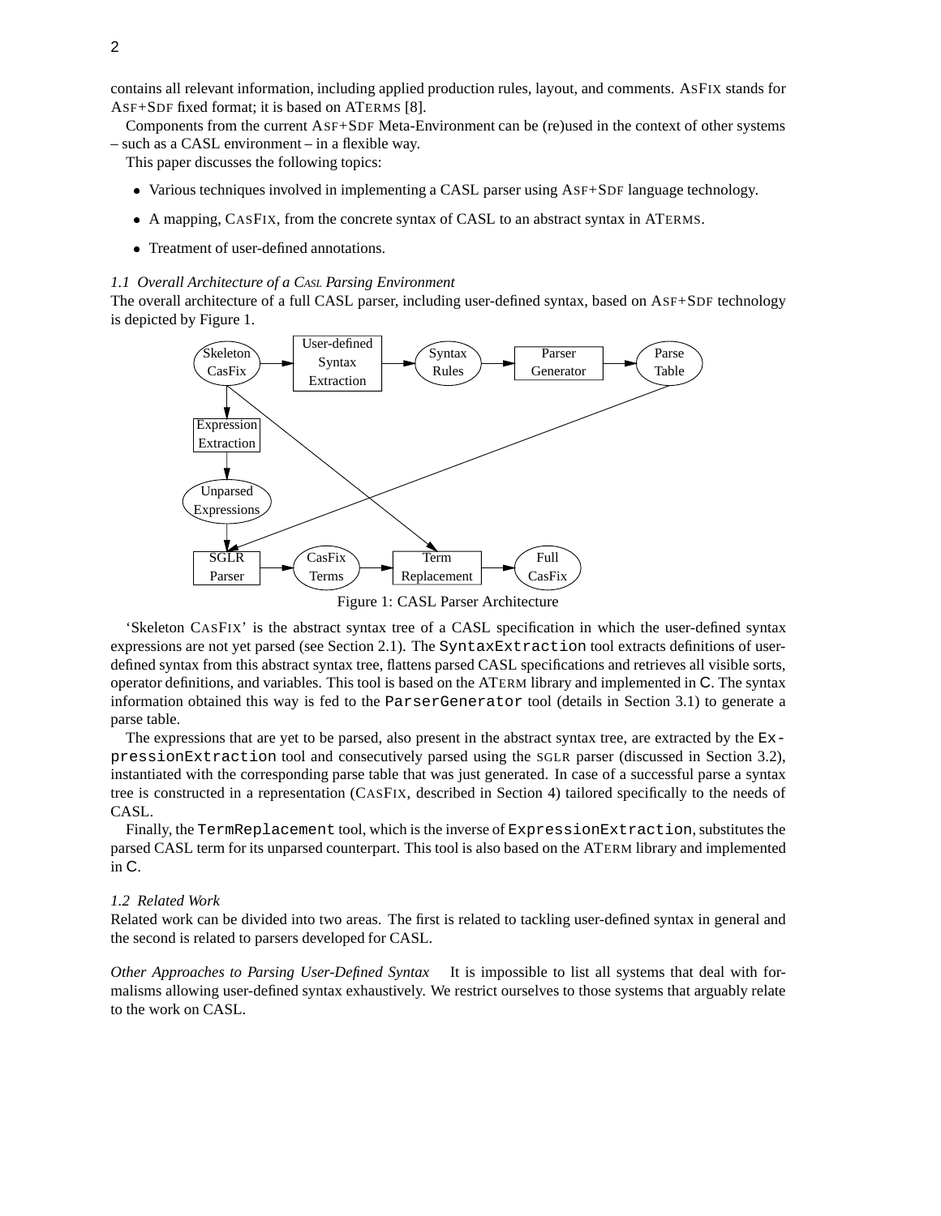contains all relevant information, including applied production rules, layout, and comments. AsFix stands for Asf+Sdf fixed format; it is based on ATerms [8].

Components from the current Asf+Sdf Meta-Environment can be (re)used in the context of other systems – such as a CASL environment – in a flexible way.

This paper discusses the following topics:

- Various techniques involved in implementing a CASL parser using Asf+Sdf language technology.
- A mapping, CasFix, from the concrete syntax of CASL to an abstract syntax in ATerms.
- Treatment of user-defined annotations.

### *1.1 Overall Architecture of a Casl Parsing Environment*

The overall architecture of a full CASL parser, including user-defined syntax, based on Asf+Sdf technology is depicted by Figure 1.

Figure 1: CASL Parser Architecture

'Skeleton CasFix' is the abstract syntax tree of a CASL specification in which the user-defined syntax expressions are not yet parsed (see Section 2.1). The `SyntaxExtraction` tool extracts definitions of user-defined syntax from this abstract syntax tree, flattens parsed CASL specifications and retrieves all visible sorts, operator definitions, and variables. This tool is based on the ATerm library and implemented in C. The syntax information obtained this way is fed to the `ParserGenerator` tool (details in Section 3.1) to generate a parse table.

The expressions that are yet to be parsed, also present in the abstract syntax tree, are extracted by the `ExpressionExtraction` tool and consecutively parsed using the sglr parser (discussed in Section 3.2), instantiated with the corresponding parse table that was just generated. In case of a successful parse a syntax tree is constructed in a representation (CasFix, described in Section 4) tailored specifically to the needs of CASL.

Finally, the `TermReplacement` tool, which is the inverse of `ExpressionExtraction`, substitutes the parsed CASL term for its unparsed counterpart. This tool is also based on the ATerm library and implemented in C.

### *1.2 Related Work*

Related work can be divided into two areas. The first is related to tackling user-defined syntax in general and the second is related to parsers developed for CASL.

*Other Approaches to Parsing User-Defined Syntax* It is impossible to list all systems that deal with formalisms allowing user-defined syntax exhaustively. We restrict ourselves to those systems that arguably relate to the work on CASL.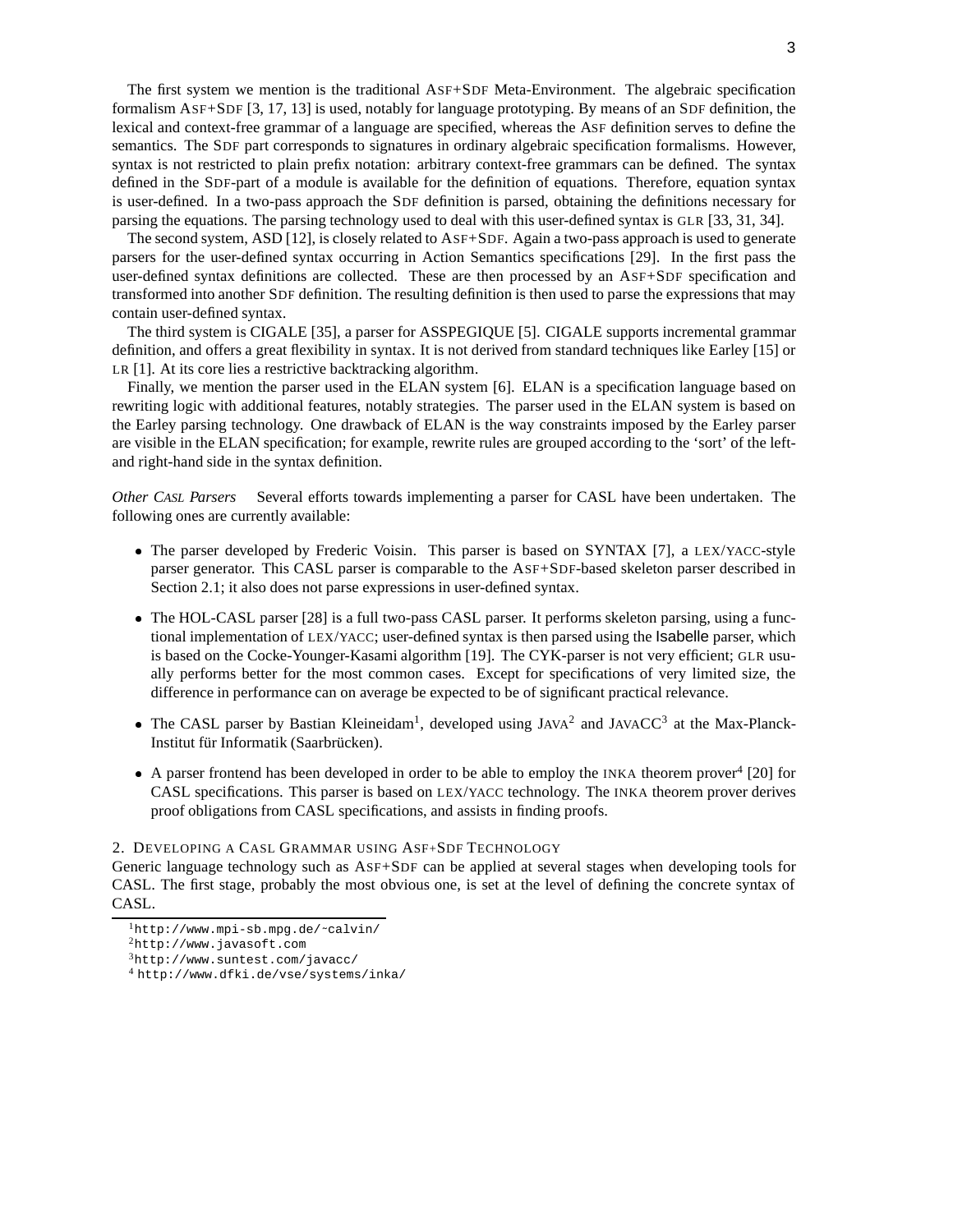The first system we mention is the traditional ASF+SDF Meta-Environment. The algebraic specification formalism ASF+SDF [3, 17, 13] is used, notably for language prototyping. By means of an SDF definition, the lexical and context-free grammar of a language are specified, whereas the ASF definition serves to define the semantics. The SDF part corresponds to signatures in ordinary algebraic specification formalisms. However, syntax is not restricted to plain prefix notation: arbitrary context-free grammars can be defined. The syntax defined in the SDF-part of a module is available for the definition of equations. Therefore, equation syntax is user-defined. In a two-pass approach the SDF definition is parsed, obtaining the definitions necessary for parsing the equations. The parsing technology used to deal with this user-defined syntax is GLR [33, 31, 34].

The second system, ASD [12], is closely related to ASF+SDF. Again a two-pass approach is used to generate parsers for the user-defined syntax occurring in Action Semantics specifications [29]. In the first pass the user-defined syntax definitions are collected. These are then processed by an ASF+SDF specification and transformed into another SDF definition. The resulting definition is then used to parse the expressions that may contain user-defined syntax.

The third system is CIGALE [35], a parser for ASSPEGIQUE [5]. CIGALE supports incremental grammar definition, and offers a great flexibility in syntax. It is not derived from standard techniques like Earley [15] or LR [1]. At its core lies a restrictive backtracking algorithm.

Finally, we mention the parser used in the ELAN system [6]. ELAN is a specification language based on rewriting logic with additional features, notably strategies. The parser used in the ELAN system is based on the Earley parsing technology. One drawback of ELAN is the way constraints imposed by the Earley parser are visible in the ELAN specification; for example, rewrite rules are grouped according to the 'sort' of the left- and right-hand side in the syntax definition.

*Other CASL Parsers* Several efforts towards implementing a parser for CASL have been undertaken. The following ones are currently available:

- The parser developed by Frederic Voisin. This parser is based on SYNTAX [7], a LEX/YACC-style parser generator. This CASL parser is comparable to the ASF+SDF-based skeleton parser described in Section 2.1; it also does not parse expressions in user-defined syntax.
- The HOL-CASL parser [28] is a full two-pass CASL parser. It performs skeleton parsing, using a functional implementation of LEX/YACC; user-defined syntax is then parsed using the Isabelle parser, which is based on the Cocke-Younger-Kasami algorithm [19]. The CYK-parser is not very efficient; GLR usually performs better for the most common cases. Except for specifications of very limited size, the difference in performance can on average be expected to be of significant practical relevance.
- The CASL parser by Bastian Kleineidam[1], developed using JAVA[2] and JAVACC[3] at the Max-Planck-Institut für Informatik (Saarbrücken).
- A parser frontend has been developed in order to be able to employ the INKA theorem prover[4] [20] for CASL specifications. This parser is based on LEX/YACC technology. The INKA theorem prover derives proof obligations from CASL specifications, and assists in finding proofs.

## 2. Developing a CASL Grammar using ASF+SDF Technology

Generic language technology such as ASF+SDF can be applied at several stages when developing tools for CASL. The first stage, probably the most obvious one, is set at the level of defining the concrete syntax of CASL.

[1] http://www.mpi-sb.mpg.de/~calvin/
[2] http://www.javasoft.com
[3] http://www.suntest.com/javacc/
[4] http://www.dfki.de/vse/systems/inka/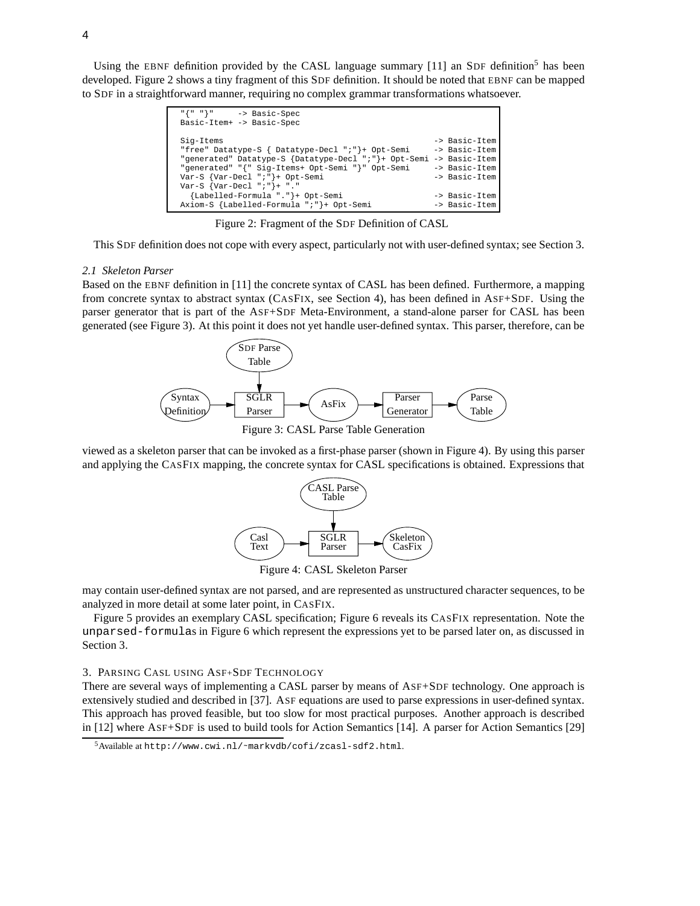Using the EBNF definition provided by the CASL language summary [11] an SDF definition[5] has been developed. Figure 2 shows a tiny fragment of this SDF definition. It should be noted that EBNF can be mapped to SDF in a straightforward manner, requiring no complex grammar transformations whatsoever.

```
"{" "}"      -> Basic-Spec
Basic-Item+ -> Basic-Spec

Sig-Items                                                  -> Basic-Item
"free" Datatype-S { Datatype-Decl ";"}+ Opt-Semi           -> Basic-Item
"generated" Datatype-S {Datatype-Decl ";"}+ Opt-Semi       -> Basic-Item
"generated" "{" Sig-Items+ Opt-Semi "}" Opt-Semi           -> Basic-Item
Var-S {Var-Decl ";"}+ Opt-Semi                             -> Basic-Item
Var-S {Var-Decl ";"}+ "."
  {Labelled-Formula "."}+ Opt-Semi                         -> Basic-Item
Axiom-S {Labelled-Formula ";"}+ Opt-Semi                   -> Basic-Item
```

Figure 2: Fragment of the SDF Definition of CASL

This SDF definition does not cope with every aspect, particularly not with user-defined syntax; see Section 3.

### 2.1 Skeleton Parser

Based on the EBNF definition in [11] the concrete syntax of CASL has been defined. Furthermore, a mapping from concrete syntax to abstract syntax (CASFIX, see Section 4), has been defined in ASF+SDF. Using the parser generator that is part of the ASF+SDF Meta-Environment, a stand-alone parser for CASL has been generated (see Figure 3). At this point it does not yet handle user-defined syntax. This parser, therefore, can be

Figure 3: CASL Parse Table Generation

viewed as a skeleton parser that can be invoked as a first-phase parser (shown in Figure 4). By using this parser and applying the CASFIX mapping, the concrete syntax for CASL specifications is obtained. Expressions that

Figure 4: CASL Skeleton Parser

may contain user-defined syntax are not parsed, and are represented as unstructured character sequences, to be analyzed in more detail at some later point, in CASFIX.

Figure 5 provides an exemplary CASL specification; Figure 6 reveals its CASFIX representation. Note the `unparsed-formula`s in Figure 6 which represent the expressions yet to be parsed later on, as discussed in Section 3.

## 3. Parsing CASL using ASF+SDF Technology

There are several ways of implementing a CASL parser by means of ASF+SDF technology. One approach is extensively studied and described in [37]. ASF equations are used to parse expressions in user-defined syntax. This approach has proved feasible, but too slow for most practical purposes. Another approach is described in [12] where ASF+SDF is used to build tools for Action Semantics [14]. A parser for Action Semantics [29]

[5] Available at `http://www.cwi.nl/~markvdb/cofi/zcasl-sdf2.html`.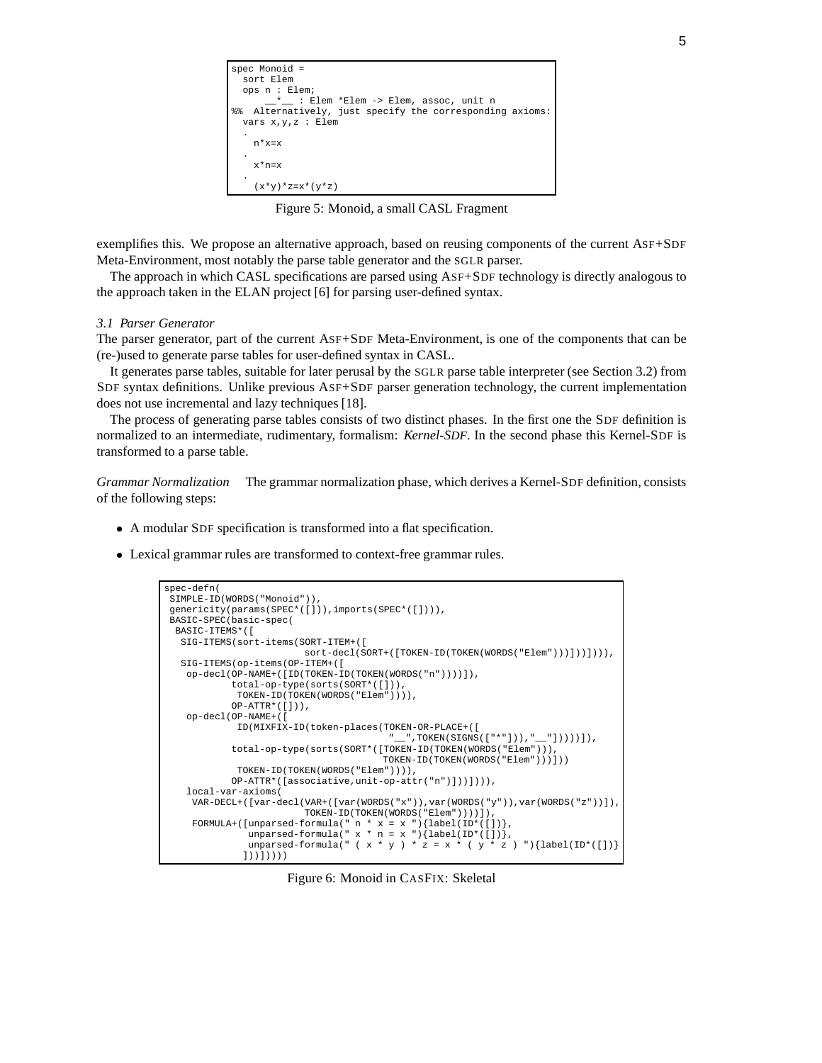```
spec Monoid =
  sort Elem
  ops n : Elem;
      __*__ : Elem *Elem -> Elem, assoc, unit n
%%  Alternatively, just specify the corresponding axioms:
  vars x,y,z : Elem
  .
    n*x=x
  .
    x*n=x
  .
    (x*y)*z=x*(y*z)
```

Figure 5: Monoid, a small CASL Fragment

exemplifies this. We propose an alternative approach, based on reusing components of the current ASF+SDF Meta-Environment, most notably the parse table generator and the SGLR parser.

The approach in which CASL specifications are parsed using ASF+SDF technology is directly analogous to the approach taken in the ELAN project [6] for parsing user-defined syntax.

### *3.1 Parser Generator*

The parser generator, part of the current ASF+SDF Meta-Environment, is one of the components that can be (re-)used to generate parse tables for user-defined syntax in CASL.

It generates parse tables, suitable for later perusal by the SGLR parse table interpreter (see Section 3.2) from SDF syntax definitions. Unlike previous ASF+SDF parser generation technology, the current implementation does not use incremental and lazy techniques [18].

The process of generating parse tables consists of two distinct phases. In the first one the SDF definition is normalized to an intermediate, rudimentary, formalism: *Kernel-SDF*. In the second phase this Kernel-SDF is transformed to a parse table.

*Grammar Normalization* The grammar normalization phase, which derives a Kernel-SDF definition, consists of the following steps:

- A modular SDF specification is transformed into a flat specification.
- Lexical grammar rules are transformed to context-free grammar rules.

```
spec-defn(
 SIMPLE-ID(WORDS("Monoid")),
 genericity(params(SPEC*([])),imports(SPEC*([]))),
 BASIC-SPEC(basic-spec(
  BASIC-ITEMS*([
   SIG-ITEMS(sort-items(SORT-ITEM+([
                      sort-decl(SORT+([TOKEN-ID(TOKEN(WORDS("Elem")))]))]))),
   SIG-ITEMS(op-items(OP-ITEM+([
    op-decl(OP-NAME+([ID(TOKEN-ID(TOKEN(WORDS("n"))))]),
            total-op-type(sorts(SORT*([])),
             TOKEN-ID(TOKEN(WORDS("Elem")))),
            OP-ATTR*([])),
    op-decl(OP-NAME+([
             ID(MIXFIX-ID(token-places(TOKEN-OR-PLACE+([
                                   "__",TOKEN(SIGNS(["*"])),"__"]))))]),
            total-op-type(sorts(SORT*([TOKEN-ID(TOKEN(WORDS("Elem"))),
                                   TOKEN-ID(TOKEN(WORDS("Elem")))])),
             TOKEN-ID(TOKEN(WORDS("Elem")))),
            OP-ATTR*([associative,unit-op-attr("n")]))]))),
    local-var-axioms(
     VAR-DECL+([var-decl(VAR+([var(WORDS("x")),var(WORDS("y")),var(WORDS("z"))]),
                      TOKEN-ID(TOKEN(WORDS("Elem"))))]),
     FORMULA+([unparsed-formula(" n * x = x "){label(ID*([]))},
               unparsed-formula(" x * n = x "){label(ID*([]))},
               unparsed-formula(" ( x * y ) * z = x * ( y * z ) "){label(ID*([]))}
              ]))])))
```

Figure 6: Monoid in CASFIX: Skeletal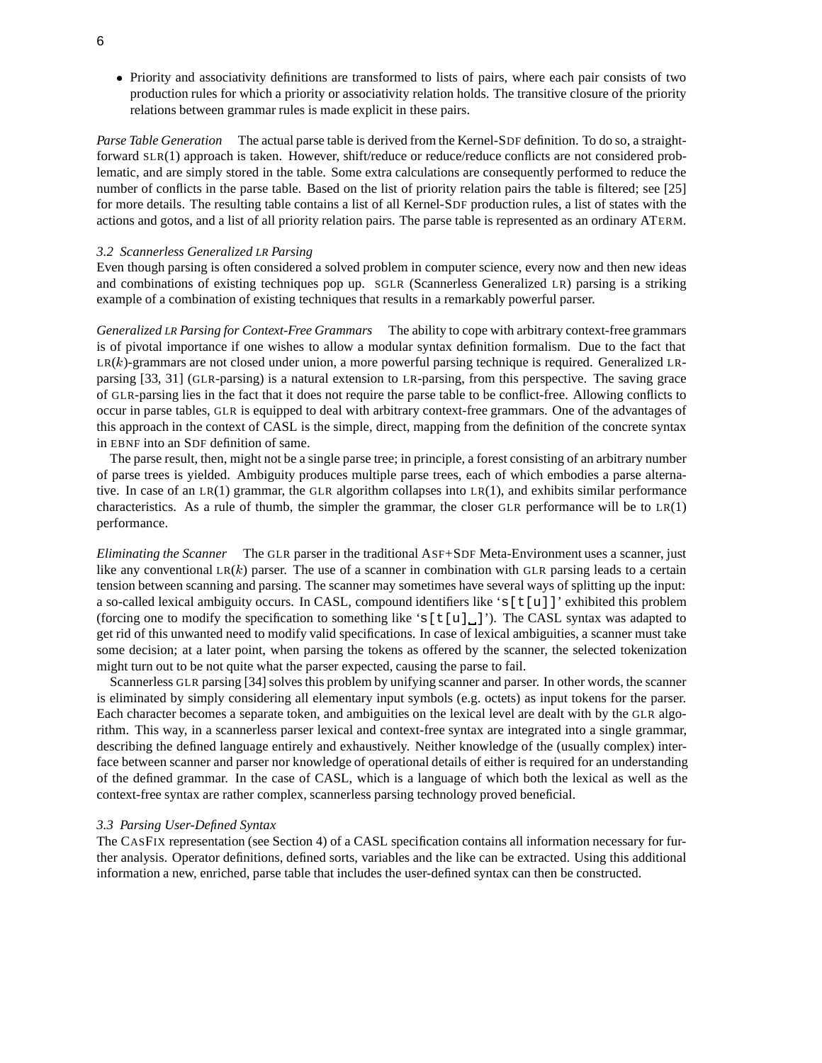- Priority and associativity definitions are transformed to lists of pairs, where each pair consists of two production rules for which a priority or associativity relation holds. The transitive closure of the priority relations between grammar rules is made explicit in these pairs.

*Parse Table Generation* The actual parse table is derived from the Kernel-SDF definition. To do so, a straightforward SLR(1) approach is taken. However, shift/reduce or reduce/reduce conflicts are not considered problematic, and are simply stored in the table. Some extra calculations are consequently performed to reduce the number of conflicts in the parse table. Based on the list of priority relation pairs the table is filtered; see [25] for more details. The resulting table contains a list of all Kernel-SDF production rules, a list of states with the actions and gotos, and a list of all priority relation pairs. The parse table is represented as an ordinary ATERM.

### 3.2 Scannerless Generalized LR Parsing

Even though parsing is often considered a solved problem in computer science, every now and then new ideas and combinations of existing techniques pop up. SGLR (Scannerless Generalized LR) parsing is a striking example of a combination of existing techniques that results in a remarkably powerful parser.

*Generalized LR Parsing for Context-Free Grammars* The ability to cope with arbitrary context-free grammars is of pivotal importance if one wishes to allow a modular syntax definition formalism. Due to the fact that LR($k$)-grammars are not closed under union, a more powerful parsing technique is required. Generalized LR-parsing [33, 31] (GLR-parsing) is a natural extension to LR-parsing, from this perspective. The saving grace of GLR-parsing lies in the fact that it does not require the parse table to be conflict-free. Allowing conflicts to occur in parse tables, GLR is equipped to deal with arbitrary context-free grammars. One of the advantages of this approach in the context of CASL is the simple, direct, mapping from the definition of the concrete syntax in EBNF into an SDF definition of same.

The parse result, then, might not be a single parse tree; in principle, a forest consisting of an arbitrary number of parse trees is yielded. Ambiguity produces multiple parse trees, each of which embodies a parse alternative. In case of an LR(1) grammar, the GLR algorithm collapses into LR(1), and exhibits similar performance characteristics. As a rule of thumb, the simpler the grammar, the closer GLR performance will be to LR(1) performance.

*Eliminating the Scanner* The GLR parser in the traditional ASF+SDF Meta-Environment uses a scanner, just like any conventional LR($k$) parser. The use of a scanner in combination with GLR parsing leads to a certain tension between scanning and parsing. The scanner may sometimes have several ways of splitting up the input: a so-called lexical ambiguity occurs. In CASL, compound identifiers like '`s[t[u]]`' exhibited this problem (forcing one to modify the specification to something like '`s[t[u]␣]`'). The CASL syntax was adapted to get rid of this unwanted need to modify valid specifications. In case of lexical ambiguities, a scanner must take some decision; at a later point, when parsing the tokens as offered by the scanner, the selected tokenization might turn out to be not quite what the parser expected, causing the parse to fail.

Scannerless GLR parsing [34] solves this problem by unifying scanner and parser. In other words, the scanner is eliminated by simply considering all elementary input symbols (e.g. octets) as input tokens for the parser. Each character becomes a separate token, and ambiguities on the lexical level are dealt with by the GLR algorithm. This way, in a scannerless parser lexical and context-free syntax are integrated into a single grammar, describing the defined language entirely and exhaustively. Neither knowledge of the (usually complex) interface between scanner and parser nor knowledge of operational details of either is required for an understanding of the defined grammar. In the case of CASL, which is a language of which both the lexical as well as the context-free syntax are rather complex, scannerless parsing technology proved beneficial.

### 3.3 Parsing User-Defined Syntax

The CASFIX representation (see Section 4) of a CASL specification contains all information necessary for further analysis. Operator definitions, defined sorts, variables and the like can be extracted. Using this additional information a new, enriched, parse table that includes the user-defined syntax can then be constructed.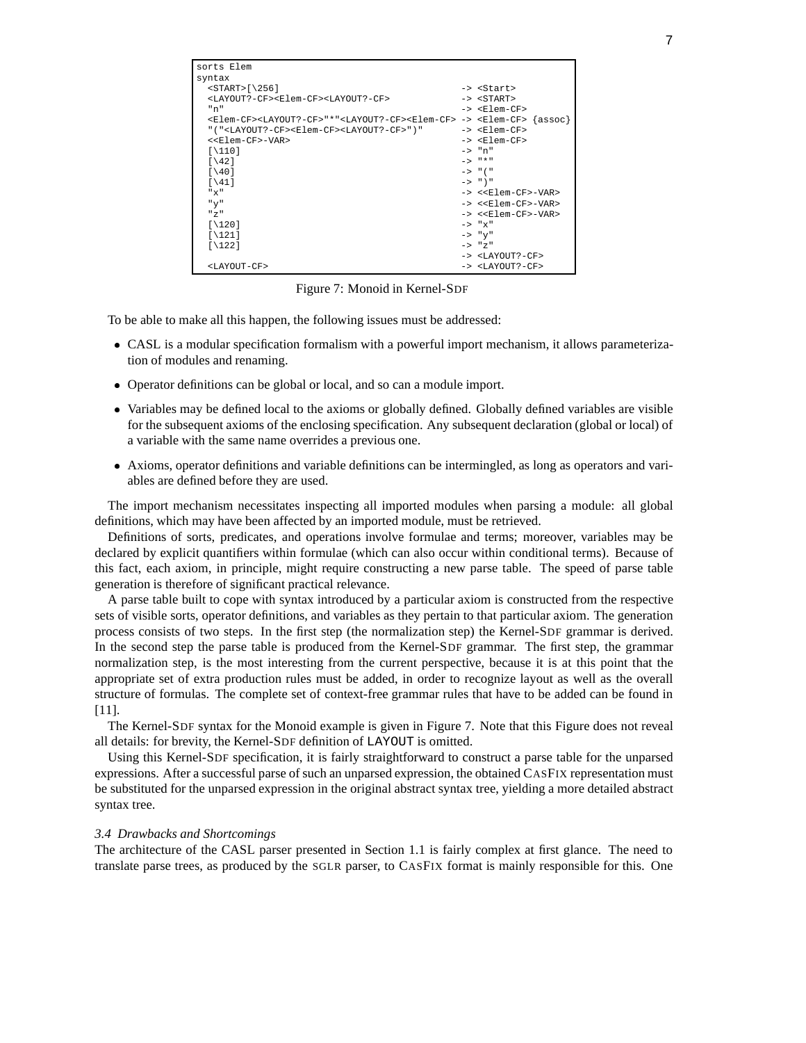```
sorts Elem
syntax
  <START>[\256]                                              -> <Start>
  <LAYOUT?-CF><Elem-CF><LAYOUT?-CF>                          -> <START>
  "n"                                                        -> <Elem-CF>
  <Elem-CF><LAYOUT?-CF>"*"<LAYOUT?-CF><Elem-CF>              -> <Elem-CF> {assoc}
  "("<LAYOUT?-CF><Elem-CF><LAYOUT?-CF>")"                    -> <Elem-CF>
  <<Elem-CF>-VAR>                                            -> <Elem-CF>
  [\110]                                                     -> "n"
  [\42]                                                      -> "*"
  [\40]                                                      -> "("
  [\41]                                                      -> ")"
  "x"                                                        -> <<Elem-CF>-VAR>
  "y"                                                        -> <<Elem-CF>-VAR>
  "z"                                                        -> <<Elem-CF>-VAR>
  [\120]                                                     -> "x"
  [\121]                                                     -> "y"
  [\122]                                                     -> "z"
                                                             -> <LAYOUT?-CF>
  <LAYOUT-CF>                                                -> <LAYOUT?-CF>
```

Figure 7: Monoid in Kernel-SDF

To be able to make all this happen, the following issues must be addressed:

- CASL is a modular specification formalism with a powerful import mechanism, it allows parameterization of modules and renaming.
- Operator definitions can be global or local, and so can a module import.
- Variables may be defined local to the axioms or globally defined. Globally defined variables are visible for the subsequent axioms of the enclosing specification. Any subsequent declaration (global or local) of a variable with the same name overrides a previous one.
- Axioms, operator definitions and variable definitions can be intermingled, as long as operators and variables are defined before they are used.

The import mechanism necessitates inspecting all imported modules when parsing a module: all global definitions, which may have been affected by an imported module, must be retrieved.

Definitions of sorts, predicates, and operations involve formulae and terms; moreover, variables may be declared by explicit quantifiers within formulae (which can also occur within conditional terms). Because of this fact, each axiom, in principle, might require constructing a new parse table. The speed of parse table generation is therefore of significant practical relevance.

A parse table built to cope with syntax introduced by a particular axiom is constructed from the respective sets of visible sorts, operator definitions, and variables as they pertain to that particular axiom. The generation process consists of two steps. In the first step (the normalization step) the Kernel-SDF grammar is derived. In the second step the parse table is produced from the Kernel-SDF grammar. The first step, the grammar normalization step, is the most interesting from the current perspective, because it is at this point that the appropriate set of extra production rules must be added, in order to recognize layout as well as the overall structure of formulas. The complete set of context-free grammar rules that have to be added can be found in [11].

The Kernel-SDF syntax for the Monoid example is given in Figure 7. Note that this Figure does not reveal all details: for brevity, the Kernel-SDF definition of LAYOUT is omitted.

Using this Kernel-SDF specification, it is fairly straightforward to construct a parse table for the unparsed expressions. After a successful parse of such an unparsed expression, the obtained CASFIX representation must be substituted for the unparsed expression in the original abstract syntax tree, yielding a more detailed abstract syntax tree.

### *3.4 Drawbacks and Shortcomings*

The architecture of the CASL parser presented in Section 1.1 is fairly complex at first glance. The need to translate parse trees, as produced by the SGLR parser, to CASFIX format is mainly responsible for this. One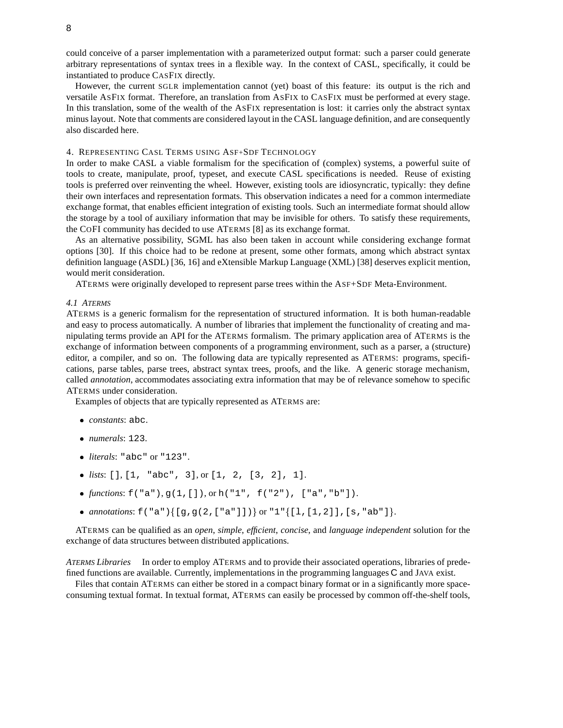could conceive of a parser implementation with a parameterized output format: such a parser could generate arbitrary representations of syntax trees in a flexible way. In the context of CASL, specifically, it could be instantiated to produce CASFIX directly.

However, the current SGLR implementation cannot (yet) boast of this feature: its output is the rich and versatile ASFIX format. Therefore, an translation from ASFIX to CASFIX must be performed at every stage. In this translation, some of the wealth of the ASFIX representation is lost: it carries only the abstract syntax minus layout. Note that comments are considered layout in the CASL language definition, and are consequently also discarded here.

## 4. REPRESENTING CASL TERMS USING ASF+SDF TECHNOLOGY

In order to make CASL a viable formalism for the specification of (complex) systems, a powerful suite of tools to create, manipulate, proof, typeset, and execute CASL specifications is needed. Reuse of existing tools is preferred over reinventing the wheel. However, existing tools are idiosyncratic, typically: they define their own interfaces and representation formats. This observation indicates a need for a common intermediate exchange format, that enables efficient integration of existing tools. Such an intermediate format should allow the storage by a tool of auxiliary information that may be invisible for others. To satisfy these requirements, the COFI community has decided to use ATERMS [8] as its exchange format.

As an alternative possibility, SGML has also been taken in account while considering exchange format options [30]. If this choice had to be redone at present, some other formats, among which abstract syntax definition language (ASDL) [36, 16] and eXtensible Markup Language (XML) [38] deserves explicit mention, would merit consideration.

ATERMS were originally developed to represent parse trees within the ASF+SDF Meta-Environment.

### *4.1 ATERMS*

ATERMS is a generic formalism for the representation of structured information. It is both human-readable and easy to process automatically. A number of libraries that implement the functionality of creating and manipulating terms provide an API for the ATERMS formalism. The primary application area of ATERMS is the exchange of information between components of a programming environment, such as a parser, a (structure) editor, a compiler, and so on. The following data are typically represented as ATERMS: programs, specifications, parse tables, parse trees, abstract syntax trees, proofs, and the like. A generic storage mechanism, called *annotation*, accommodates associating extra information that may be of relevance somehow to specific ATERMS under consideration.

Examples of objects that are typically represented as ATERMS are:

- *constants*: `abc`.
- *numerals*: `123`.
- *literals*: `"abc"` or `"123"`.
- *lists*: `[]`, `[1, "abc", 3]`, or `[1, 2, [3, 2], 1]`.
- *functions*: `f("a")`, `g(1,[])`, or `h("1", f("2"), ["a","b"])`.
- *annotations*: `f("a"){[g,g(2,["a"])]}` or `"1"{[l,[1,2]],[s,"ab"]}`.

ATERMS can be qualified as an *open*, *simple*, *efficient*, *concise*, and *language independent* solution for the exchange of data structures between distributed applications.

*ATERMS Libraries* In order to employ ATERMS and to provide their associated operations, libraries of predefined functions are available. Currently, implementations in the programming languages C and JAVA exist.

Files that contain ATERMS can either be stored in a compact binary format or in a significantly more space-consuming textual format. In textual format, ATERMS can easily be processed by common off-the-shelf tools,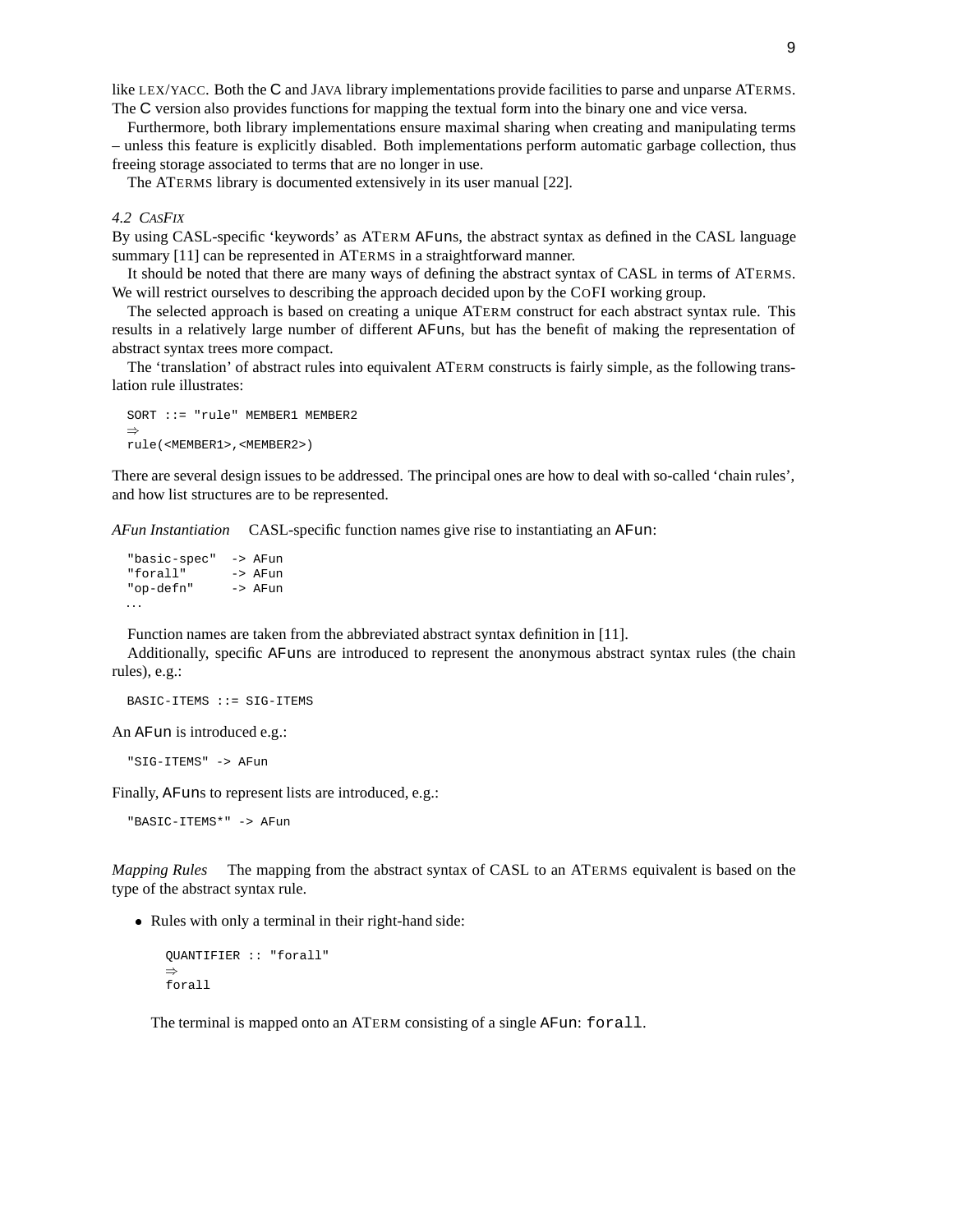like LEX/YACC. Both the C and JAVA library implementations provide facilities to parse and unparse ATERMS. The C version also provides functions for mapping the textual form into the binary one and vice versa.

Furthermore, both library implementations ensure maximal sharing when creating and manipulating terms – unless this feature is explicitly disabled. Both implementations perform automatic garbage collection, thus freeing storage associated to terms that are no longer in use.

The ATERMS library is documented extensively in its user manual [22].

### 4.2 CASFIX

By using CASL-specific 'keywords' as ATERM AFuns, the abstract syntax as defined in the CASL language summary [11] can be represented in ATERMS in a straightforward manner.

It should be noted that there are many ways of defining the abstract syntax of CASL in terms of ATERMS. We will restrict ourselves to describing the approach decided upon by the COFI working group.

The selected approach is based on creating a unique ATERM construct for each abstract syntax rule. This results in a relatively large number of different AFuns, but has the benefit of making the representation of abstract syntax trees more compact.

The 'translation' of abstract rules into equivalent ATERM constructs is fairly simple, as the following translation rule illustrates:

```
SORT ::= "rule" MEMBER1 MEMBER2
⇒
rule(<MEMBER1>,<MEMBER2>)
```

There are several design issues to be addressed. The principal ones are how to deal with so-called 'chain rules', and how list structures are to be represented.

*AFun Instantiation* CASL-specific function names give rise to instantiating an AFun:

```
"basic-spec"  -> AFun
"forall"      -> AFun
"op-defn"     -> AFun
...
```

Function names are taken from the abbreviated abstract syntax definition in [11].

Additionally, specific AFuns are introduced to represent the anonymous abstract syntax rules (the chain rules), e.g.:

```
BASIC-ITEMS ::= SIG-ITEMS
```

An AFun is introduced e.g.:

```
"SIG-ITEMS" -> AFun
```

Finally, AFuns to represent lists are introduced, e.g.:

```
"BASIC-ITEMS*" -> AFun
```

*Mapping Rules* The mapping from the abstract syntax of CASL to an ATERMS equivalent is based on the type of the abstract syntax rule.

- Rules with only a terminal in their right-hand side:

  ```
  QUANTIFIER :: "forall"
  ⇒
  forall
  ```

  The terminal is mapped onto an ATERM consisting of a single AFun: `forall`.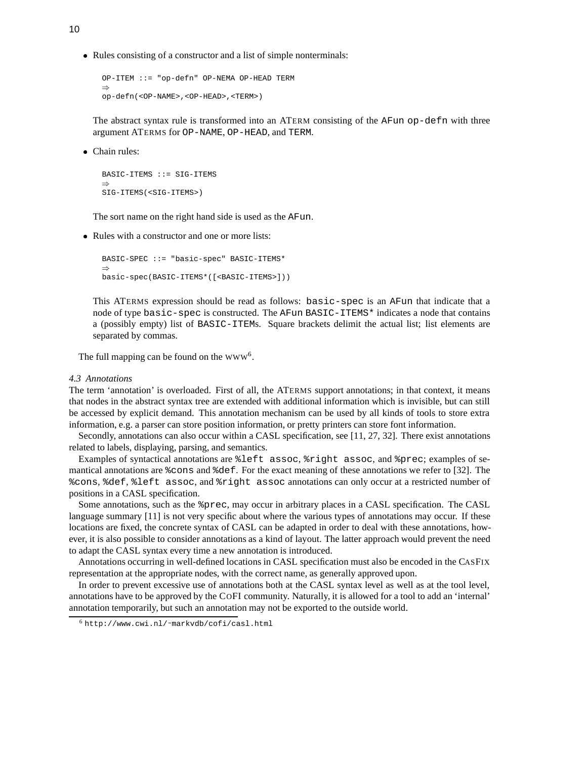- Rules consisting of a constructor and a list of simple nonterminals:

```
OP-ITEM ::= "op-defn" OP-NEMA OP-HEAD TERM
⇒
op-defn(<OP-NAME>,<OP-HEAD>,<TERM>)
```

  The abstract syntax rule is transformed into an ATERM consisting of the `AFun` `op-defn` with three argument ATERMS for `OP-NAME`, `OP-HEAD`, and `TERM`.

- Chain rules:

```
BASIC-ITEMS ::= SIG-ITEMS
⇒
SIG-ITEMS(<SIG-ITEMS>)
```

  The sort name on the right hand side is used as the `AFun`.

- Rules with a constructor and one or more lists:

```
BASIC-SPEC ::= "basic-spec" BASIC-ITEMS*
⇒
basic-spec(BASIC-ITEMS*([<BASIC-ITEMS>]))
```

  This ATERMS expression should be read as follows: `basic-spec` is an `AFun` that indicate that a node of type `basic-spec` is constructed. The `AFun` `BASIC-ITEMS*` indicates a node that contains a (possibly empty) list of `BASIC-ITEM`s. Square brackets delimit the actual list; list elements are separated by commas.

The full mapping can be found on the WWW[6].

*4.3 Annotations*

The term 'annotation' is overloaded. First of all, the ATERMS support annotations; in that context, it means that nodes in the abstract syntax tree are extended with additional information which is invisible, but can still be accessed by explicit demand. This annotation mechanism can be used by all kinds of tools to store extra information, e.g. a parser can store position information, or pretty printers can store font information.

Secondly, annotations can also occur within a CASL specification, see [11, 27, 32]. There exist annotations related to labels, displaying, parsing, and semantics.

Examples of syntactical annotations are `%left assoc`, `%right assoc`, and `%prec`; examples of semantical annotations are `%cons` and `%def`. For the exact meaning of these annotations we refer to [32]. The `%cons`, `%def`, `%left assoc`, and `%right assoc` annotations can only occur at a restricted number of positions in a CASL specification.

Some annotations, such as the `%prec`, may occur in arbitrary places in a CASL specification. The CASL language summary [11] is not very specific about where the various types of annotations may occur. If these locations are fixed, the concrete syntax of CASL can be adapted in order to deal with these annotations, however, it is also possible to consider annotations as a kind of layout. The latter approach would prevent the need to adapt the CASL syntax every time a new annotation is introduced.

Annotations occurring in well-defined locations in CASL specification must also be encoded in the CASFIX representation at the appropriate nodes, with the correct name, as generally approved upon.

In order to prevent excessive use of annotations both at the CASL syntax level as well as at the tool level, annotations have to be approved by the COFI community. Naturally, it is allowed for a tool to add an 'internal' annotation temporarily, but such an annotation may not be exported to the outside world.

[6] `http://www.cwi.nl/~markvdb/cofi/casl.html`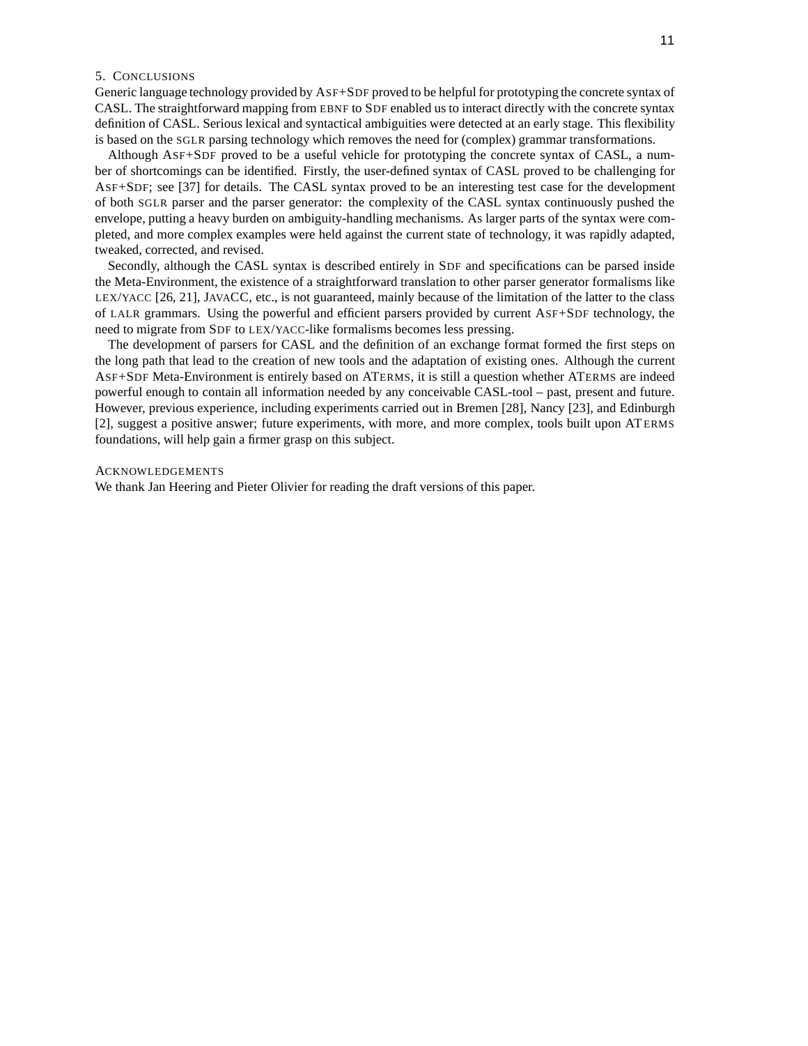## 5. Conclusions

Generic language technology provided by ASF+SDF proved to be helpful for prototyping the concrete syntax of CASL. The straightforward mapping from EBNF to SDF enabled us to interact directly with the concrete syntax definition of CASL. Serious lexical and syntactical ambiguities were detected at an early stage. This flexibility is based on the SGLR parsing technology which removes the need for (complex) grammar transformations.

Although ASF+SDF proved to be a useful vehicle for prototyping the concrete syntax of CASL, a number of shortcomings can be identified. Firstly, the user-defined syntax of CASL proved to be challenging for ASF+SDF; see [37] for details. The CASL syntax proved to be an interesting test case for the development of both SGLR parser and the parser generator: the complexity of the CASL syntax continuously pushed the envelope, putting a heavy burden on ambiguity-handling mechanisms. As larger parts of the syntax were completed, and more complex examples were held against the current state of technology, it was rapidly adapted, tweaked, corrected, and revised.

Secondly, although the CASL syntax is described entirely in SDF and specifications can be parsed inside the Meta-Environment, the existence of a straightforward translation to other parser generator formalisms like LEX/YACC [26, 21], JAVACC, etc., is not guaranteed, mainly because of the limitation of the latter to the class of LALR grammars. Using the powerful and efficient parsers provided by current ASF+SDF technology, the need to migrate from SDF to LEX/YACC-like formalisms becomes less pressing.

The development of parsers for CASL and the definition of an exchange format formed the first steps on the long path that lead to the creation of new tools and the adaptation of existing ones. Although the current ASF+SDF Meta-Environment is entirely based on ATERMS, it is still a question whether ATERMS are indeed powerful enough to contain all information needed by any conceivable CASL-tool – past, present and future. However, previous experience, including experiments carried out in Bremen [28], Nancy [23], and Edinburgh [2], suggest a positive answer; future experiments, with more, and more complex, tools built upon ATERMS foundations, will help gain a firmer grasp on this subject.

## Acknowledgements

We thank Jan Heering and Pieter Olivier for reading the draft versions of this paper.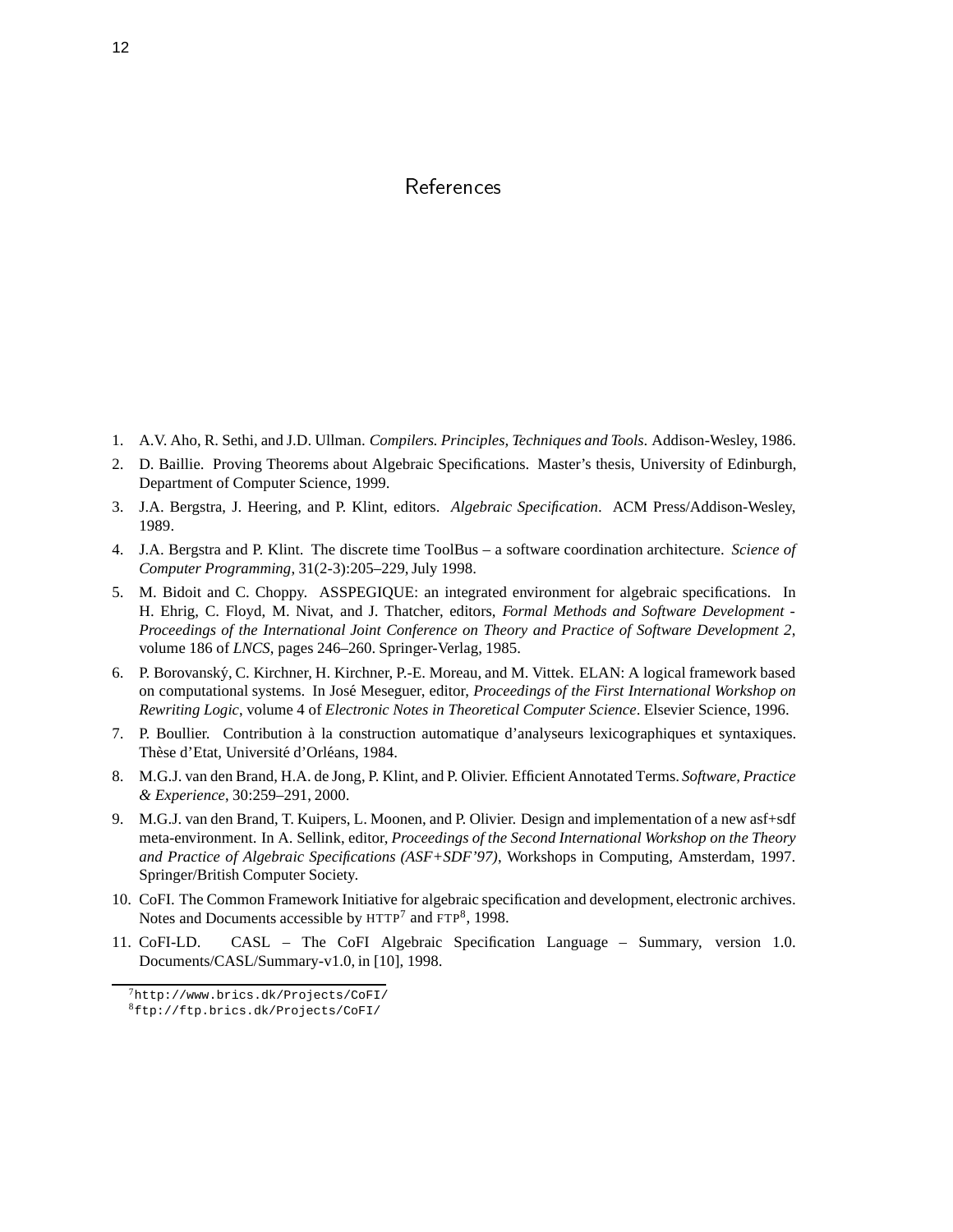# References

1. A.V. Aho, R. Sethi, and J.D. Ullman. *Compilers. Principles, Techniques and Tools*. Addison-Wesley, 1986.
2. D. Baillie. Proving Theorems about Algebraic Specifications. Master's thesis, University of Edinburgh, Department of Computer Science, 1999.
3. J.A. Bergstra, J. Heering, and P. Klint, editors. *Algebraic Specification*. ACM Press/Addison-Wesley, 1989.
4. J.A. Bergstra and P. Klint. The discrete time ToolBus – a software coordination architecture. *Science of Computer Programming*, 31(2-3):205–229, July 1998.
5. M. Bidoit and C. Choppy. ASSPEGIQUE: an integrated environment for algebraic specifications. In H. Ehrig, C. Floyd, M. Nivat, and J. Thatcher, editors, *Formal Methods and Software Development - Proceedings of the International Joint Conference on Theory and Practice of Software Development 2*, volume 186 of *LNCS*, pages 246–260. Springer-Verlag, 1985.
6. P. Borovanský, C. Kirchner, H. Kirchner, P.-E. Moreau, and M. Vittek. ELAN: A logical framework based on computational systems. In José Meseguer, editor, *Proceedings of the First International Workshop on Rewriting Logic*, volume 4 of *Electronic Notes in Theoretical Computer Science*. Elsevier Science, 1996.
7. P. Boullier. Contribution à la construction automatique d'analyseurs lexicographiques et syntaxiques. Thèse d'Etat, Université d'Orléans, 1984.
8. M.G.J. van den Brand, H.A. de Jong, P. Klint, and P. Olivier. Efficient Annotated Terms. *Software, Practice & Experience*, 30:259–291, 2000.
9. M.G.J. van den Brand, T. Kuipers, L. Moonen, and P. Olivier. Design and implementation of a new asf+sdf meta-environment. In A. Sellink, editor, *Proceedings of the Second International Workshop on the Theory and Practice of Algebraic Specifications (ASF+SDF'97)*, Workshops in Computing, Amsterdam, 1997. Springer/British Computer Society.
10. CoFI. The Common Framework Initiative for algebraic specification and development, electronic archives. Notes and Documents accessible by HTTP[7] and FTP[8], 1998.
11. CoFI-LD. CASL – The CoFI Algebraic Specification Language – Summary, version 1.0. Documents/CASL/Summary-v1.0, in [10], 1998.

[7] http://www.brics.dk/Projects/CoFI/

[8] ftp://ftp.brics.dk/Projects/CoFI/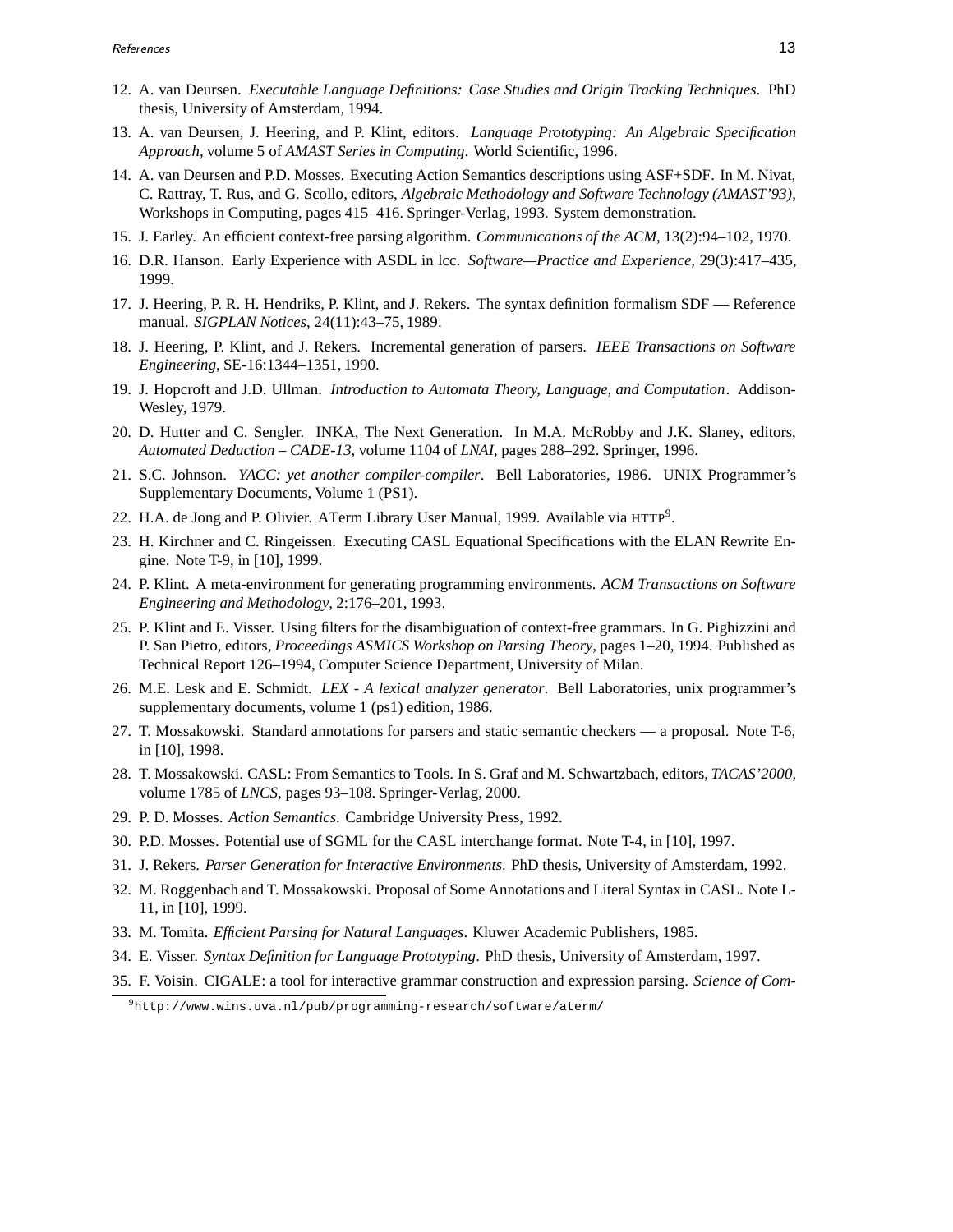12. A. van Deursen. *Executable Language Definitions: Case Studies and Origin Tracking Techniques*. PhD thesis, University of Amsterdam, 1994.
13. A. van Deursen, J. Heering, and P. Klint, editors. *Language Prototyping: An Algebraic Specification Approach*, volume 5 of *AMAST Series in Computing*. World Scientific, 1996.
14. A. van Deursen and P.D. Mosses. Executing Action Semantics descriptions using ASF+SDF. In M. Nivat, C. Rattray, T. Rus, and G. Scollo, editors, *Algebraic Methodology and Software Technology (AMAST'93)*, Workshops in Computing, pages 415–416. Springer-Verlag, 1993. System demonstration.
15. J. Earley. An efficient context-free parsing algorithm. *Communications of the ACM*, 13(2):94–102, 1970.
16. D.R. Hanson. Early Experience with ASDL in lcc. *Software—Practice and Experience*, 29(3):417–435, 1999.
17. J. Heering, P. R. H. Hendriks, P. Klint, and J. Rekers. The syntax definition formalism SDF — Reference manual. *SIGPLAN Notices*, 24(11):43–75, 1989.
18. J. Heering, P. Klint, and J. Rekers. Incremental generation of parsers. *IEEE Transactions on Software Engineering*, SE-16:1344–1351, 1990.
19. J. Hopcroft and J.D. Ullman. *Introduction to Automata Theory, Language, and Computation*. Addison-Wesley, 1979.
20. D. Hutter and C. Sengler. INKA, The Next Generation. In M.A. McRobby and J.K. Slaney, editors, *Automated Deduction – CADE-13*, volume 1104 of *LNAI*, pages 288–292. Springer, 1996.
21. S.C. Johnson. *YACC: yet another compiler-compiler*. Bell Laboratories, 1986. UNIX Programmer's Supplementary Documents, Volume 1 (PS1).
22. H.A. de Jong and P. Olivier. ATerm Library User Manual, 1999. Available via HTTP[9].
23. H. Kirchner and C. Ringeissen. Executing CASL Equational Specifications with the ELAN Rewrite Engine. Note T-9, in [10], 1999.
24. P. Klint. A meta-environment for generating programming environments. *ACM Transactions on Software Engineering and Methodology*, 2:176–201, 1993.
25. P. Klint and E. Visser. Using filters for the disambiguation of context-free grammars. In G. Pighizzini and P. San Pietro, editors, *Proceedings ASMICS Workshop on Parsing Theory*, pages 1–20, 1994. Published as Technical Report 126–1994, Computer Science Department, University of Milan.
26. M.E. Lesk and E. Schmidt. *LEX - A lexical analyzer generator*. Bell Laboratories, unix programmer's supplementary documents, volume 1 (ps1) edition, 1986.
27. T. Mossakowski. Standard annotations for parsers and static semantic checkers — a proposal. Note T-6, in [10], 1998.
28. T. Mossakowski. CASL: From Semantics to Tools. In S. Graf and M. Schwartzbach, editors, *TACAS'2000*, volume 1785 of *LNCS*, pages 93–108. Springer-Verlag, 2000.
29. P. D. Mosses. *Action Semantics*. Cambridge University Press, 1992.
30. P.D. Mosses. Potential use of SGML for the CASL interchange format. Note T-4, in [10], 1997.
31. J. Rekers. *Parser Generation for Interactive Environments*. PhD thesis, University of Amsterdam, 1992.
32. M. Roggenbach and T. Mossakowski. Proposal of Some Annotations and Literal Syntax in CASL. Note L-11, in [10], 1999.
33. M. Tomita. *Efficient Parsing for Natural Languages*. Kluwer Academic Publishers, 1985.
34. E. Visser. *Syntax Definition for Language Prototyping*. PhD thesis, University of Amsterdam, 1997.
35. F. Voisin. CIGALE: a tool for interactive grammar construction and expression parsing. *Science of Com-*

[9] http://www.wins.uva.nl/pub/programming-research/software/aterm/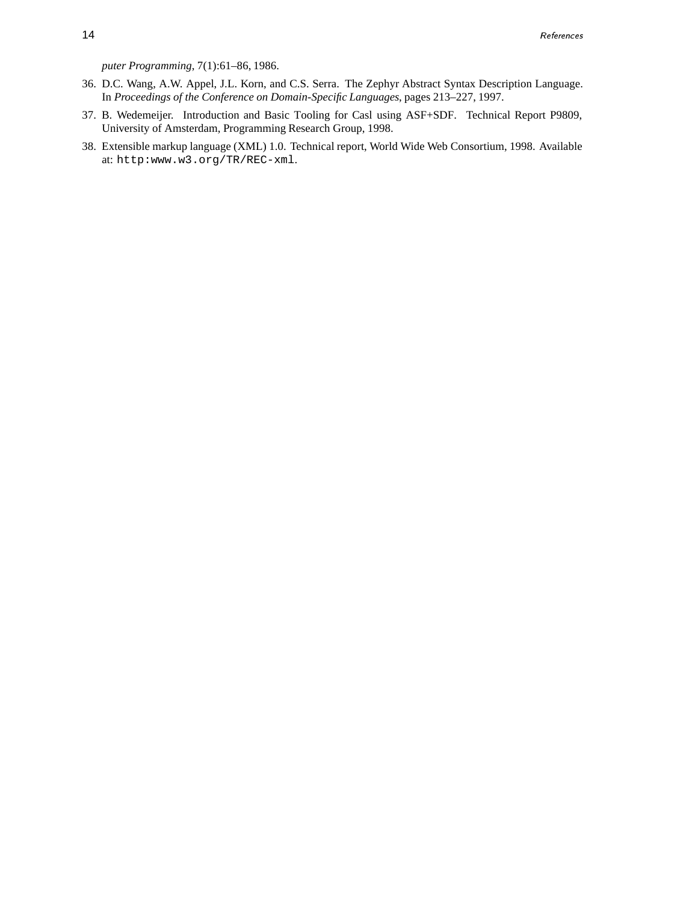*puter Programming*, 7(1):61–86, 1986.

36. D.C. Wang, A.W. Appel, J.L. Korn, and C.S. Serra. The Zephyr Abstract Syntax Description Language. In *Proceedings of the Conference on Domain-Specific Languages*, pages 213–227, 1997.
37. B. Wedemeijer. Introduction and Basic Tooling for Casl using ASF+SDF. Technical Report P9809, University of Amsterdam, Programming Research Group, 1998.
38. Extensible markup language (XML) 1.0. Technical report, World Wide Web Consortium, 1998. Available at: `http:www.w3.org/TR/REC-xml`.